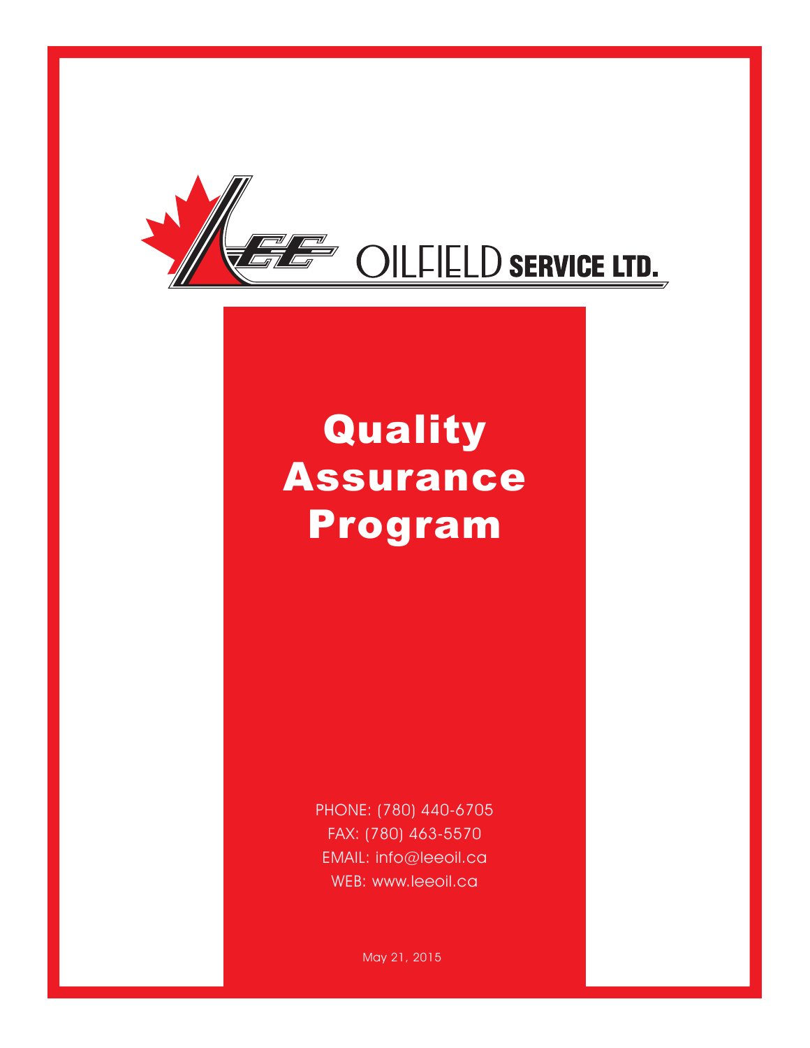LEE OILFIELD SERVICE LTD.

# Quality Assurance Program

PHONE: (780) 440-6705
FAX: (780) 463-5570
EMAIL: info@leeoil.ca
WEB: www.leeoil.ca

May 21, 2015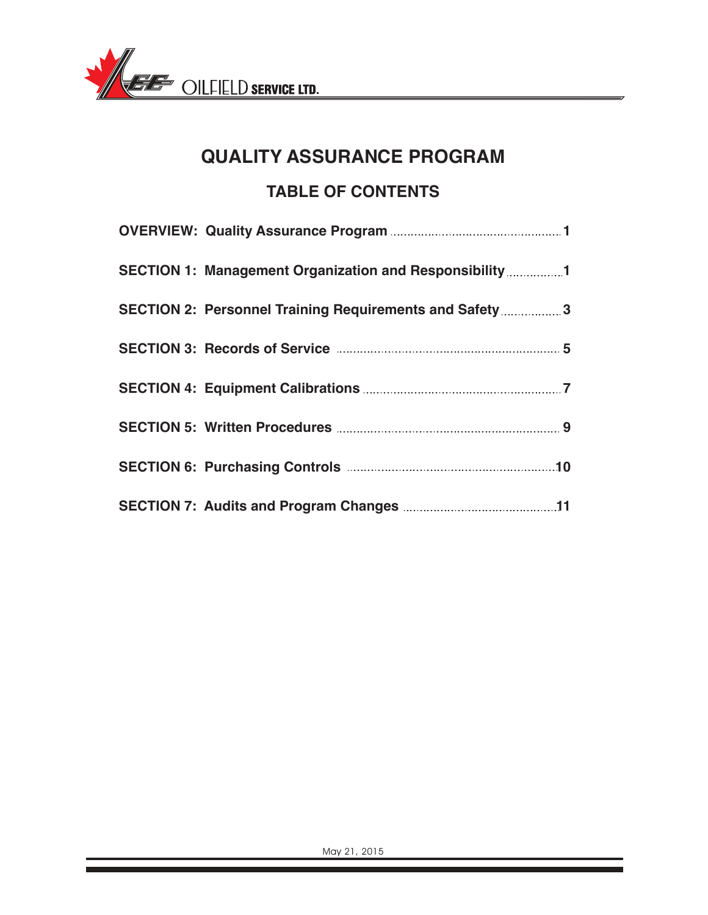LEE OILFIELD SERVICE LTD.

# QUALITY ASSURANCE PROGRAM

## TABLE OF CONTENTS

**OVERVIEW: Quality Assurance Program** .......... **1**

**SECTION 1: Management Organization and Responsibility** .......... **1**

**SECTION 2: Personnel Training Requirements and Safety** .......... **3**

**SECTION 3: Records of Service** .......... **5**

**SECTION 4: Equipment Calibrations** .......... **7**

**SECTION 5: Written Procedures** .......... **9**

**SECTION 6: Purchasing Controls** .......... **10**

**SECTION 7: Audits and Program Changes** .......... **11**

May 21, 2015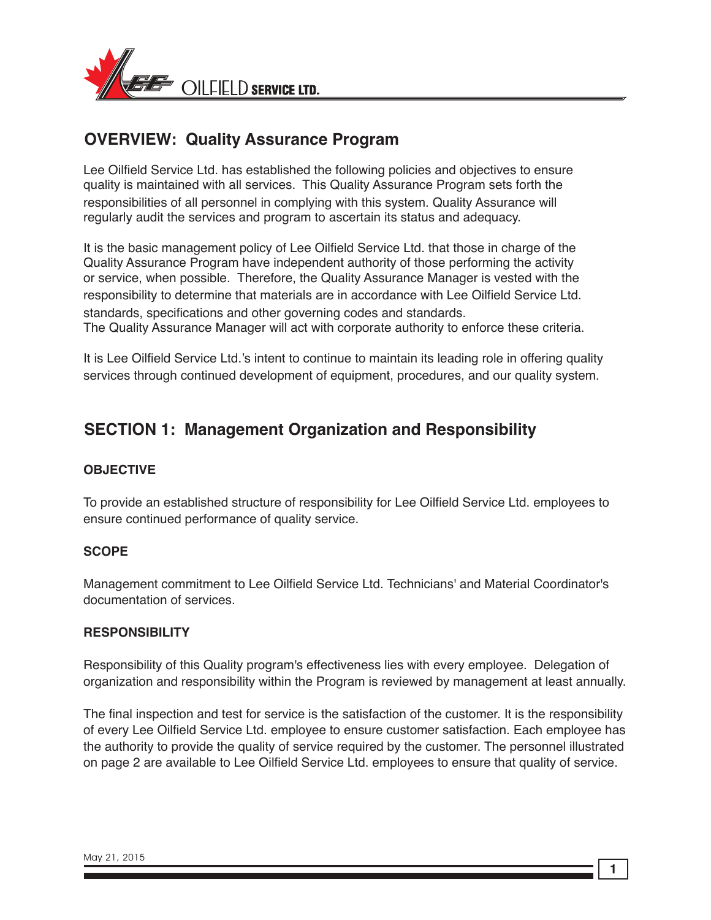## OVERVIEW: Quality Assurance Program

Lee Oilfield Service Ltd. has established the following policies and objectives to ensure quality is maintained with all services. This Quality Assurance Program sets forth the responsibilities of all personnel in complying with this system. Quality Assurance will regularly audit the services and program to ascertain its status and adequacy.

It is the basic management policy of Lee Oilfield Service Ltd. that those in charge of the Quality Assurance Program have independent authority of those performing the activity or service, when possible. Therefore, the Quality Assurance Manager is vested with the responsibility to determine that materials are in accordance with Lee Oilfield Service Ltd. standards, specifications and other governing codes and standards.
The Quality Assurance Manager will act with corporate authority to enforce these criteria.

It is Lee Oilfield Service Ltd.'s intent to continue to maintain its leading role in offering quality services through continued development of equipment, procedures, and our quality system.

## SECTION 1: Management Organization and Responsibility

### OBJECTIVE

To provide an established structure of responsibility for Lee Oilfield Service Ltd. employees to ensure continued performance of quality service.

### SCOPE

Management commitment to Lee Oilfield Service Ltd. Technicians' and Material Coordinator's documentation of services.

### RESPONSIBILITY

Responsibility of this Quality program's effectiveness lies with every employee. Delegation of organization and responsibility within the Program is reviewed by management at least annually.

The final inspection and test for service is the satisfaction of the customer. It is the responsibility of every Lee Oilfield Service Ltd. employee to ensure customer satisfaction. Each employee has the authority to provide the quality of service required by the customer. The personnel illustrated on page 2 are available to Lee Oilfield Service Ltd. employees to ensure that quality of service.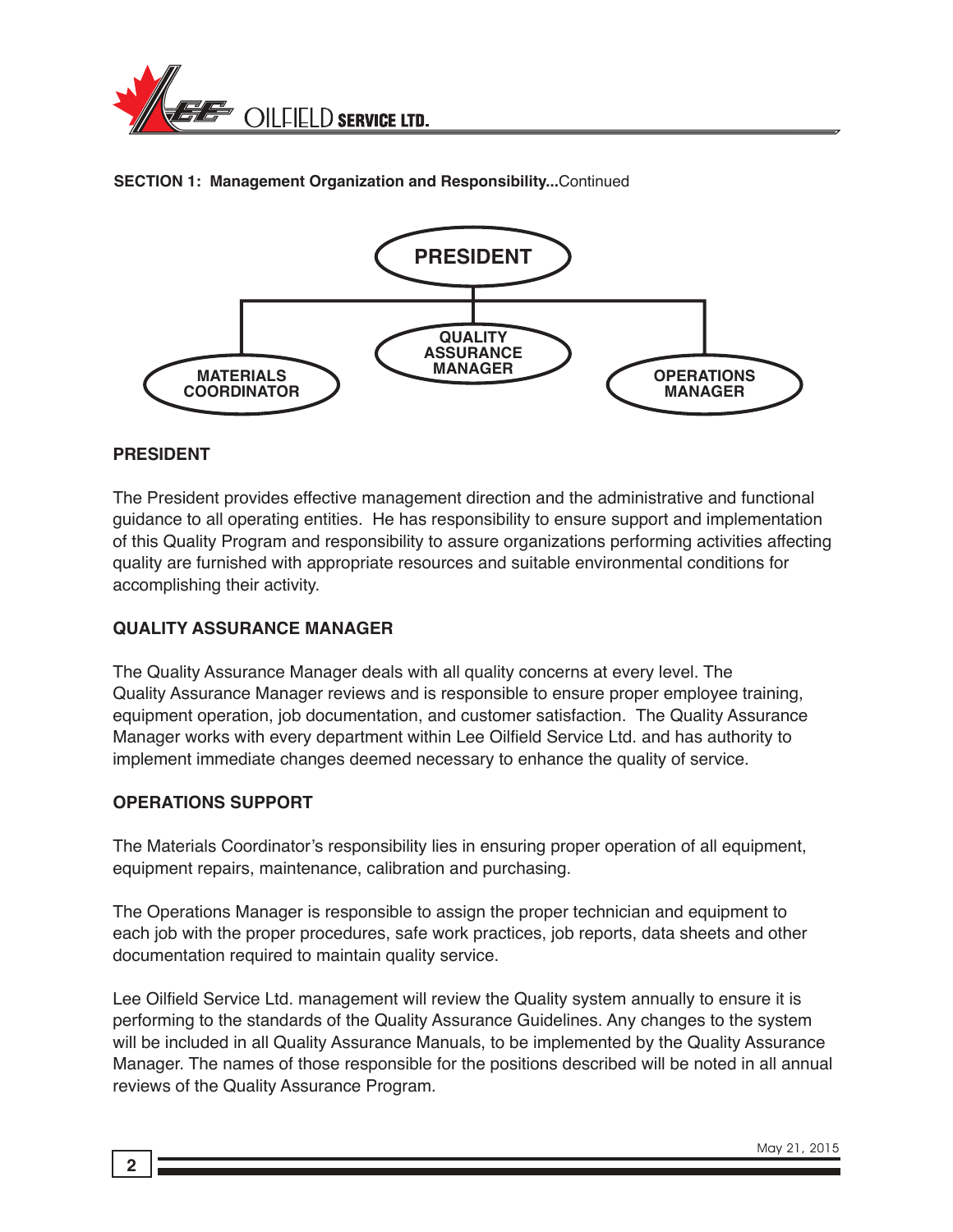**SECTION 1: Management Organization and Responsibility...**Continued

PRESIDENT

QUALITY ASSURANCE MANAGER

MATERIALS COORDINATOR

OPERATIONS MANAGER

### PRESIDENT

The President provides effective management direction and the administrative and functional guidance to all operating entities. He has responsibility to ensure support and implementation of this Quality Program and responsibility to assure organizations performing activities affecting quality are furnished with appropriate resources and suitable environmental conditions for accomplishing their activity.

### QUALITY ASSURANCE MANAGER

The Quality Assurance Manager deals with all quality concerns at every level. The Quality Assurance Manager reviews and is responsible to ensure proper employee training, equipment operation, job documentation, and customer satisfaction. The Quality Assurance Manager works with every department within Lee Oilfield Service Ltd. and has authority to implement immediate changes deemed necessary to enhance the quality of service.

### OPERATIONS SUPPORT

The Materials Coordinator's responsibility lies in ensuring proper operation of all equipment, equipment repairs, maintenance, calibration and purchasing.

The Operations Manager is responsible to assign the proper technician and equipment to each job with the proper procedures, safe work practices, job reports, data sheets and other documentation required to maintain quality service.

Lee Oilfield Service Ltd. management will review the Quality system annually to ensure it is performing to the standards of the Quality Assurance Guidelines. Any changes to the system will be included in all Quality Assurance Manuals, to be implemented by the Quality Assurance Manager. The names of those responsible for the positions described will be noted in all annual reviews of the Quality Assurance Program.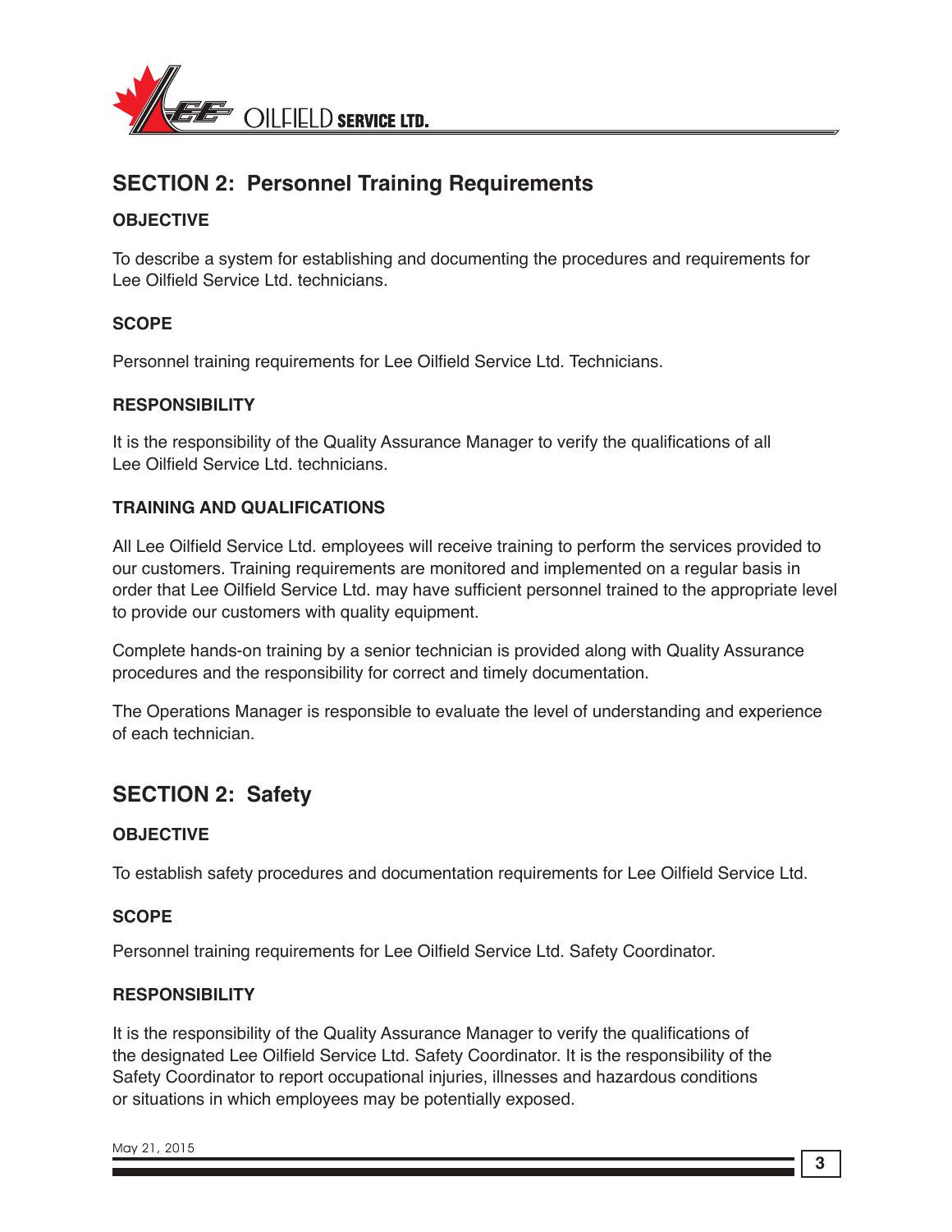## SECTION 2: Personnel Training Requirements

**OBJECTIVE**

To describe a system for establishing and documenting the procedures and requirements for Lee Oilfield Service Ltd. technicians.

**SCOPE**

Personnel training requirements for Lee Oilfield Service Ltd. Technicians.

**RESPONSIBILITY**

It is the responsibility of the Quality Assurance Manager to verify the qualifications of all Lee Oilfield Service Ltd. technicians.

**TRAINING AND QUALIFICATIONS**

All Lee Oilfield Service Ltd. employees will receive training to perform the services provided to our customers. Training requirements are monitored and implemented on a regular basis in order that Lee Oilfield Service Ltd. may have sufficient personnel trained to the appropriate level to provide our customers with quality equipment.

Complete hands-on training by a senior technician is provided along with Quality Assurance procedures and the responsibility for correct and timely documentation.

The Operations Manager is responsible to evaluate the level of understanding and experience of each technician.

## SECTION 2: Safety

**OBJECTIVE**

To establish safety procedures and documentation requirements for Lee Oilfield Service Ltd.

**SCOPE**

Personnel training requirements for Lee Oilfield Service Ltd. Safety Coordinator.

**RESPONSIBILITY**

It is the responsibility of the Quality Assurance Manager to verify the qualifications of the designated Lee Oilfield Service Ltd. Safety Coordinator. It is the responsibility of the Safety Coordinator to report occupational injuries, illnesses and hazardous conditions or situations in which employees may be potentially exposed.

May 21, 2015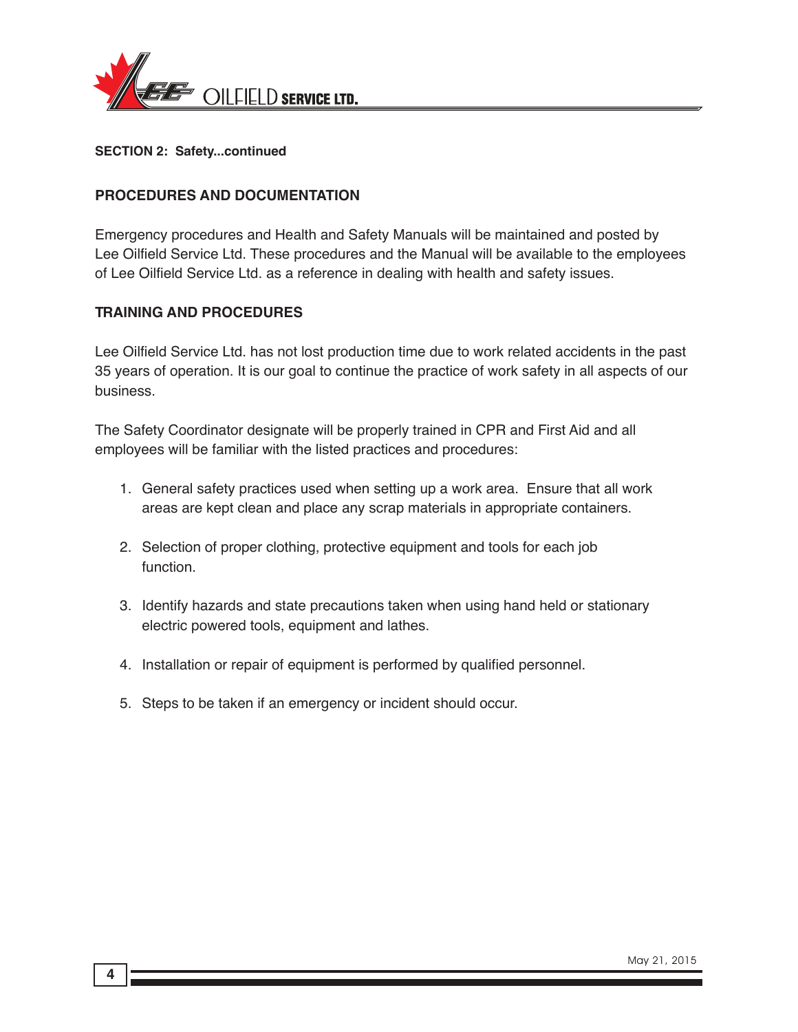**SECTION 2: Safety...continued**

## PROCEDURES AND DOCUMENTATION

Emergency procedures and Health and Safety Manuals will be maintained and posted by Lee Oilfield Service Ltd. These procedures and the Manual will be available to the employees of Lee Oilfield Service Ltd. as a reference in dealing with health and safety issues.

## TRAINING AND PROCEDURES

Lee Oilfield Service Ltd. has not lost production time due to work related accidents in the past 35 years of operation. It is our goal to continue the practice of work safety in all aspects of our business.

The Safety Coordinator designate will be properly trained in CPR and First Aid and all employees will be familiar with the listed practices and procedures:

1. General safety practices used when setting up a work area. Ensure that all work areas are kept clean and place any scrap materials in appropriate containers.
2. Selection of proper clothing, protective equipment and tools for each job function.
3. Identify hazards and state precautions taken when using hand held or stationary electric powered tools, equipment and lathes.
4. Installation or repair of equipment is performed by qualified personnel.
5. Steps to be taken if an emergency or incident should occur.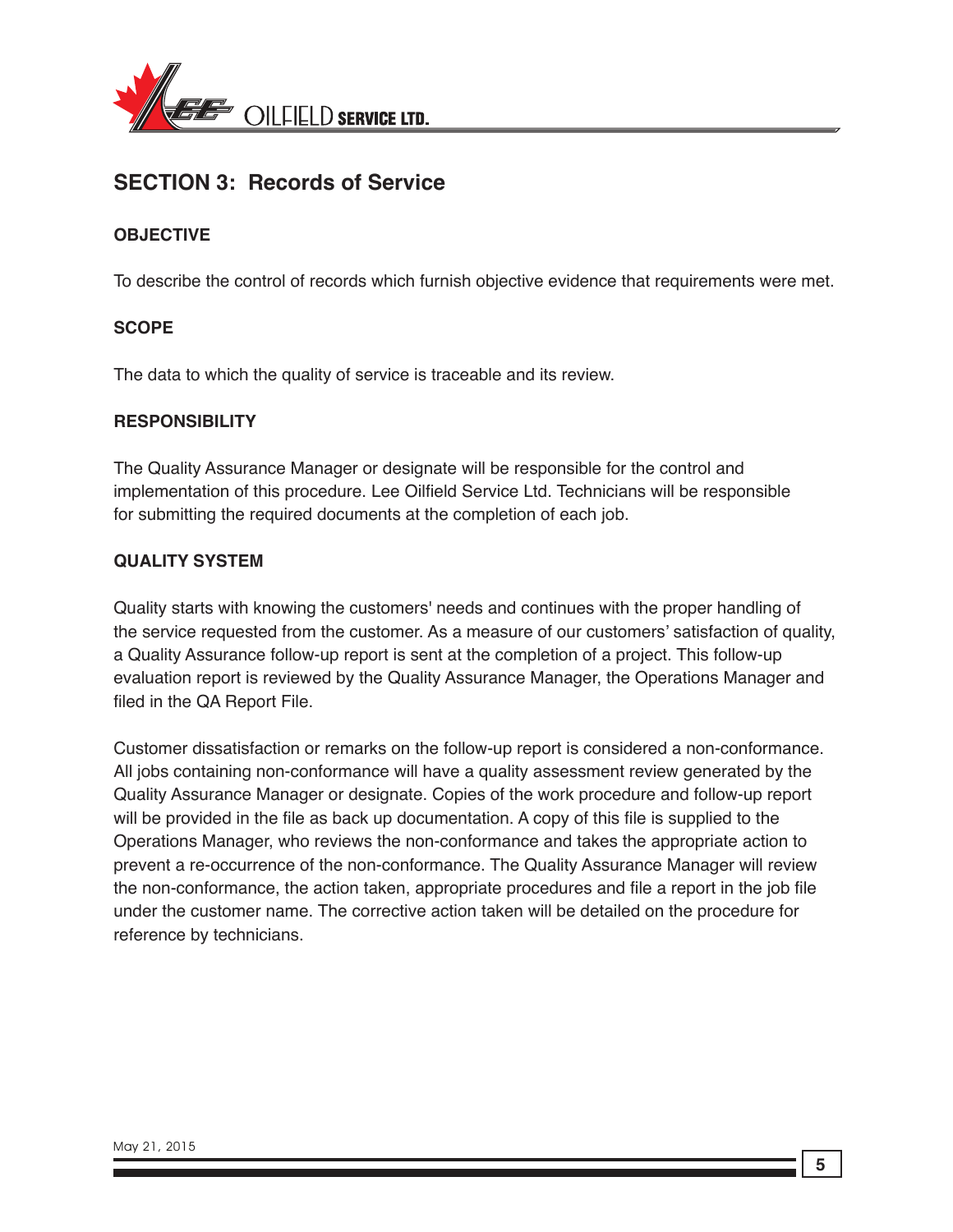## SECTION 3: Records of Service

### OBJECTIVE

To describe the control of records which furnish objective evidence that requirements were met.

### SCOPE

The data to which the quality of service is traceable and its review.

### RESPONSIBILITY

The Quality Assurance Manager or designate will be responsible for the control and implementation of this procedure. Lee Oilfield Service Ltd. Technicians will be responsible for submitting the required documents at the completion of each job.

### QUALITY SYSTEM

Quality starts with knowing the customers' needs and continues with the proper handling of the service requested from the customer. As a measure of our customers' satisfaction of quality, a Quality Assurance follow-up report is sent at the completion of a project. This follow-up evaluation report is reviewed by the Quality Assurance Manager, the Operations Manager and filed in the QA Report File.

Customer dissatisfaction or remarks on the follow-up report is considered a non-conformance. All jobs containing non-conformance will have a quality assessment review generated by the Quality Assurance Manager or designate. Copies of the work procedure and follow-up report will be provided in the file as back up documentation. A copy of this file is supplied to the Operations Manager, who reviews the non-conformance and takes the appropriate action to prevent a re-occurrence of the non-conformance. The Quality Assurance Manager will review the non-conformance, the action taken, appropriate procedures and file a report in the job file under the customer name. The corrective action taken will be detailed on the procedure for reference by technicians.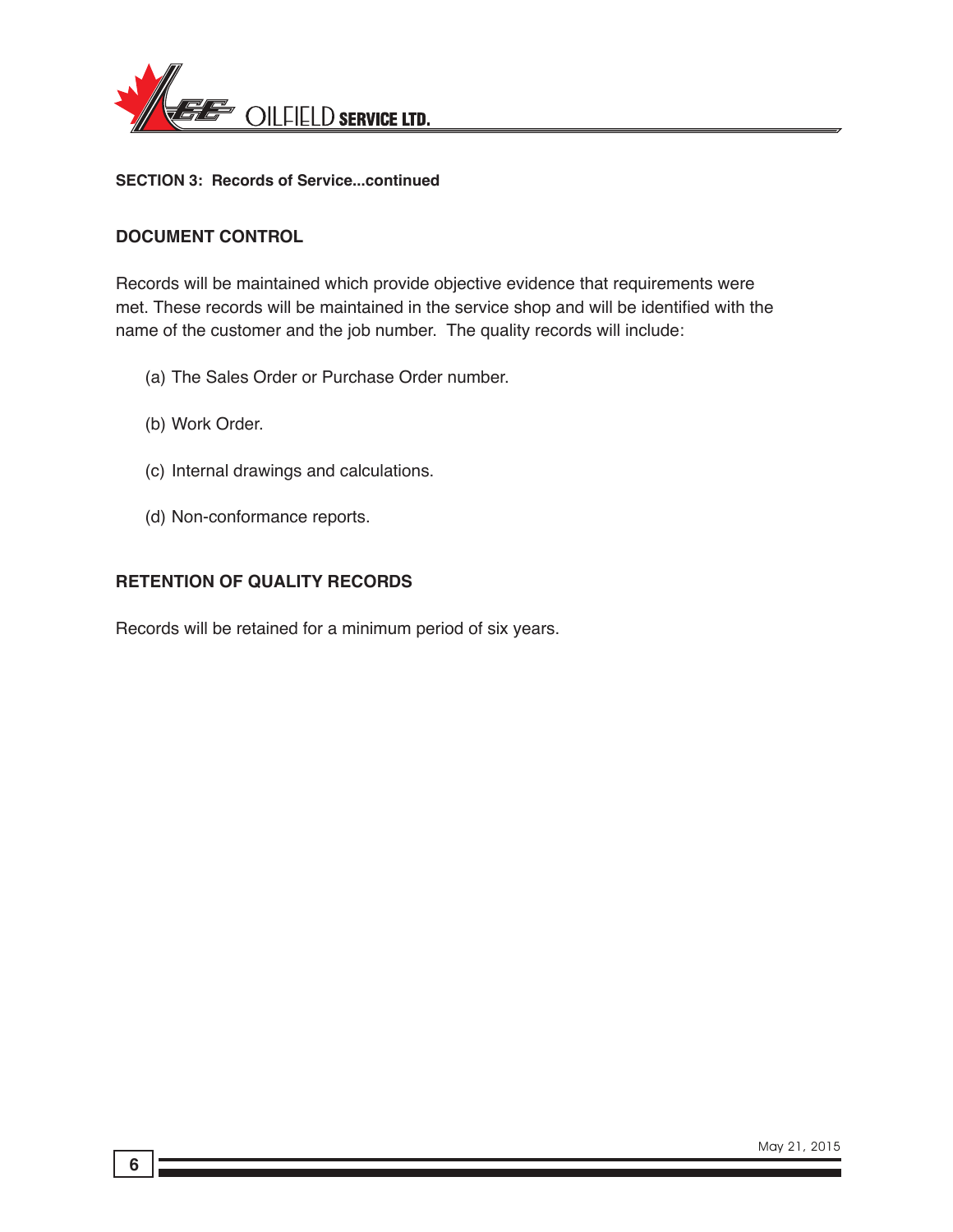**SECTION 3: Records of Service...continued**

## DOCUMENT CONTROL

Records will be maintained which provide objective evidence that requirements were met. These records will be maintained in the service shop and will be identified with the name of the customer and the job number. The quality records will include:

(a) The Sales Order or Purchase Order number.

(b) Work Order.

(c) Internal drawings and calculations.

(d) Non-conformance reports.

## RETENTION OF QUALITY RECORDS

Records will be retained for a minimum period of six years.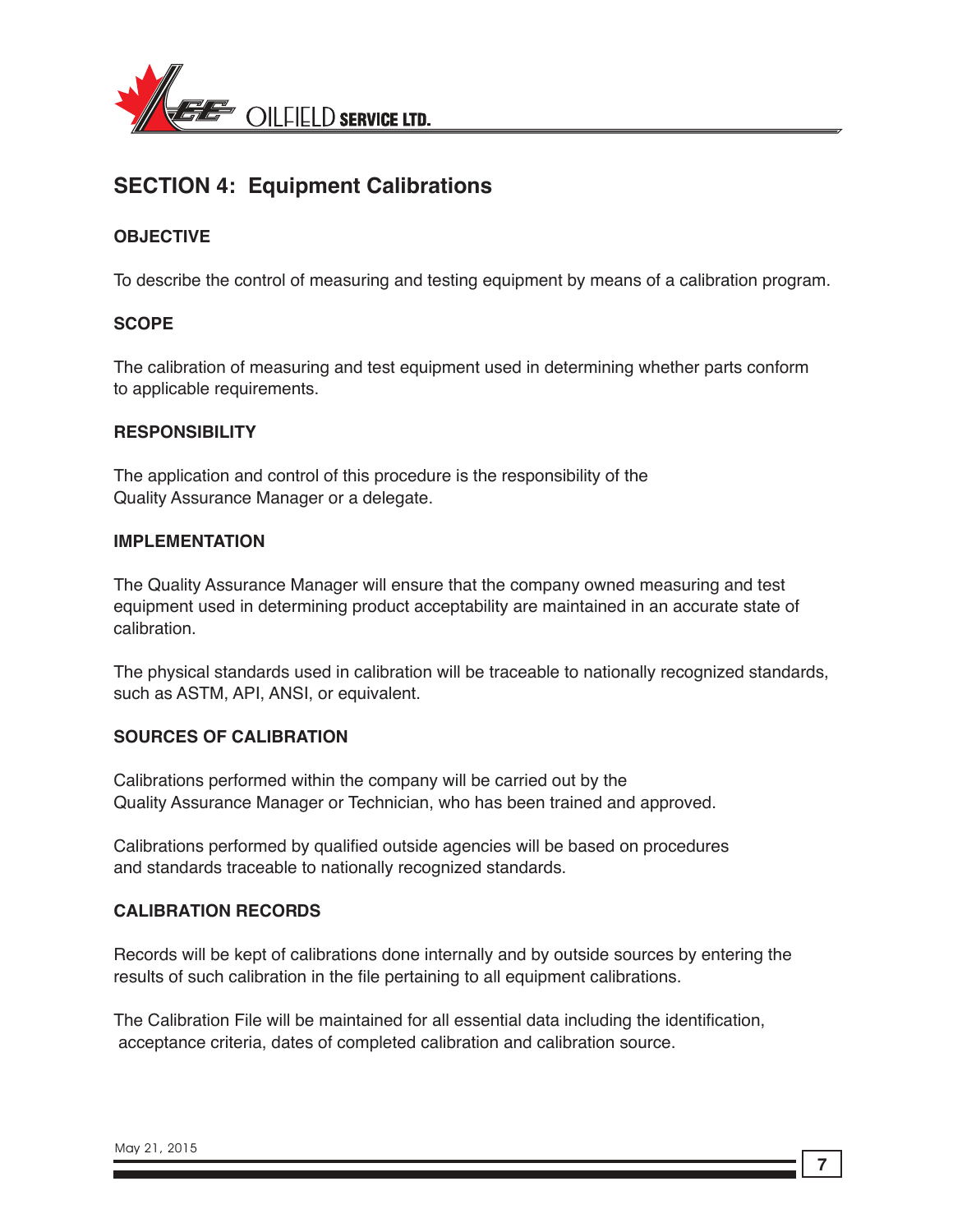## SECTION 4: Equipment Calibrations

### OBJECTIVE

To describe the control of measuring and testing equipment by means of a calibration program.

### SCOPE

The calibration of measuring and test equipment used in determining whether parts conform to applicable requirements.

### RESPONSIBILITY

The application and control of this procedure is the responsibility of the Quality Assurance Manager or a delegate.

### IMPLEMENTATION

The Quality Assurance Manager will ensure that the company owned measuring and test equipment used in determining product acceptability are maintained in an accurate state of calibration.

The physical standards used in calibration will be traceable to nationally recognized standards, such as ASTM, API, ANSI, or equivalent.

### SOURCES OF CALIBRATION

Calibrations performed within the company will be carried out by the Quality Assurance Manager or Technician, who has been trained and approved.

Calibrations performed by qualified outside agencies will be based on procedures and standards traceable to nationally recognized standards.

### CALIBRATION RECORDS

Records will be kept of calibrations done internally and by outside sources by entering the results of such calibration in the file pertaining to all equipment calibrations.

The Calibration File will be maintained for all essential data including the identification, acceptance criteria, dates of completed calibration and calibration source.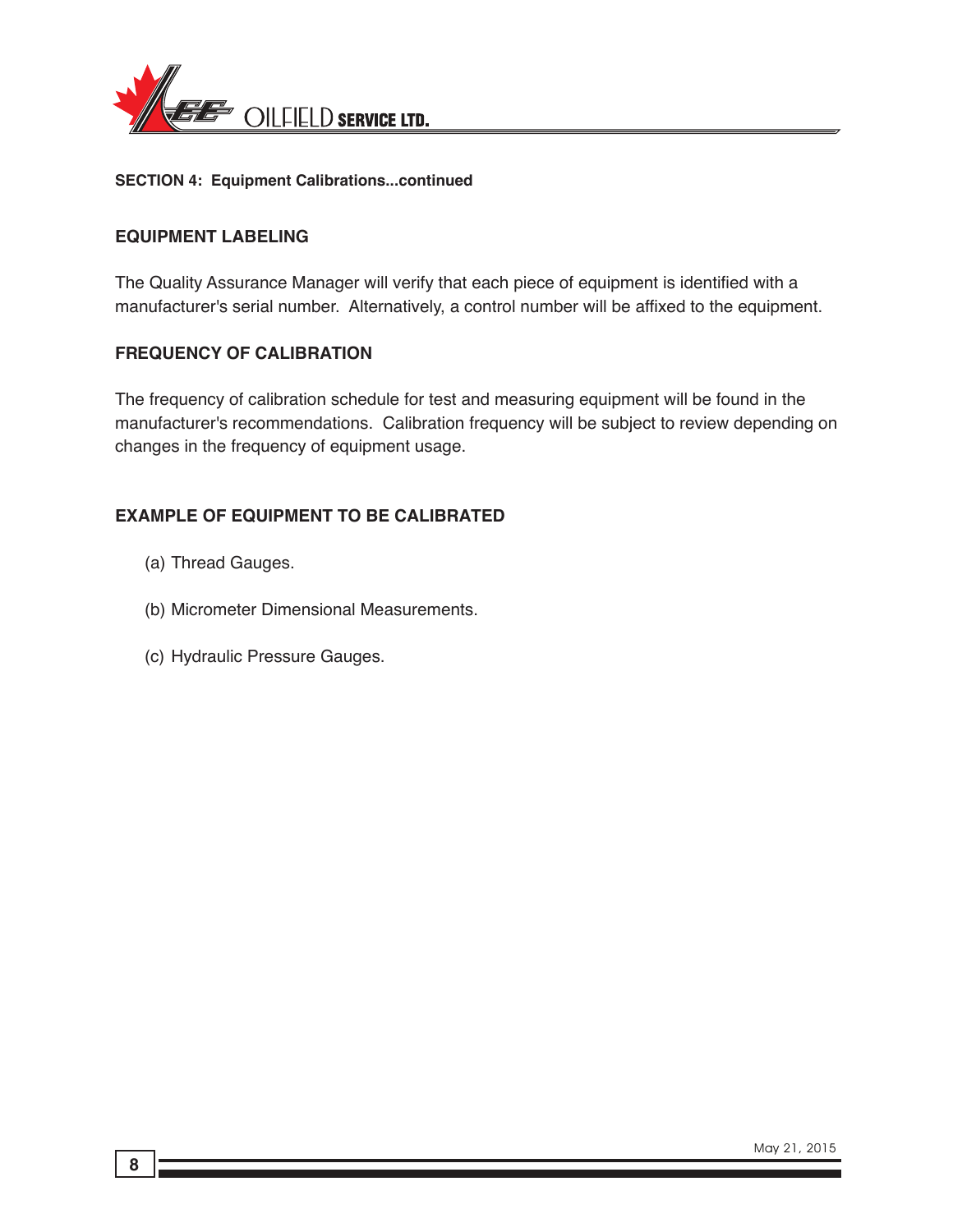**SECTION 4: Equipment Calibrations...continued**

## EQUIPMENT LABELING

The Quality Assurance Manager will verify that each piece of equipment is identified with a manufacturer's serial number. Alternatively, a control number will be affixed to the equipment.

## FREQUENCY OF CALIBRATION

The frequency of calibration schedule for test and measuring equipment will be found in the manufacturer's recommendations. Calibration frequency will be subject to review depending on changes in the frequency of equipment usage.

## EXAMPLE OF EQUIPMENT TO BE CALIBRATED

(a) Thread Gauges.

(b) Micrometer Dimensional Measurements.

(c) Hydraulic Pressure Gauges.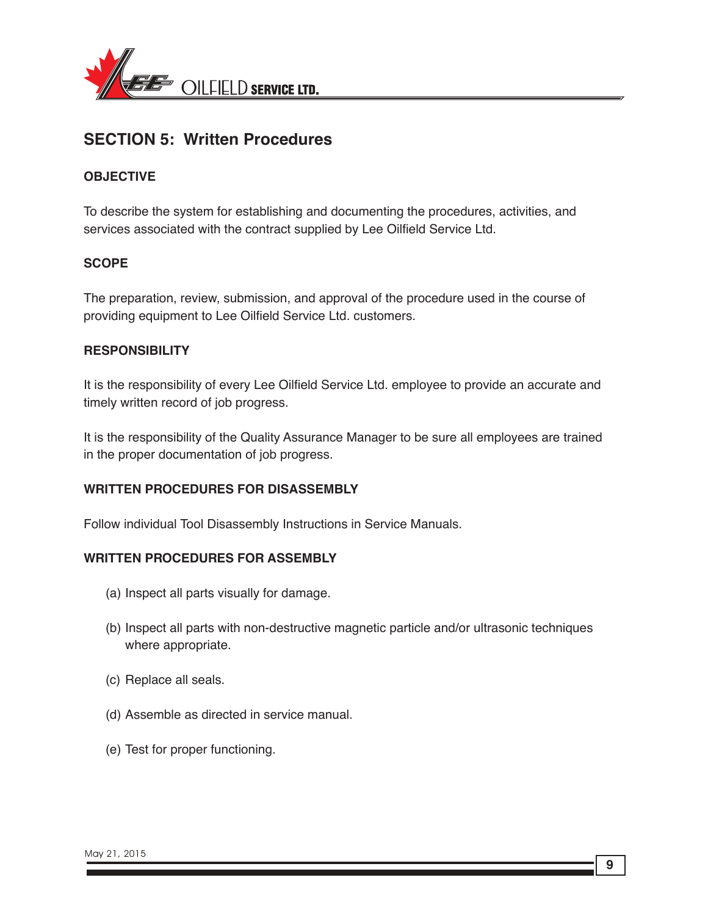## SECTION 5: Written Procedures

### OBJECTIVE

To describe the system for establishing and documenting the procedures, activities, and services associated with the contract supplied by Lee Oilfield Service Ltd.

### SCOPE

The preparation, review, submission, and approval of the procedure used in the course of providing equipment to Lee Oilfield Service Ltd. customers.

### RESPONSIBILITY

It is the responsibility of every Lee Oilfield Service Ltd. employee to provide an accurate and timely written record of job progress.

It is the responsibility of the Quality Assurance Manager to be sure all employees are trained in the proper documentation of job progress.

### WRITTEN PROCEDURES FOR DISASSEMBLY

Follow individual Tool Disassembly Instructions in Service Manuals.

### WRITTEN PROCEDURES FOR ASSEMBLY

(a) Inspect all parts visually for damage.

(b) Inspect all parts with non-destructive magnetic particle and/or ultrasonic techniques where appropriate.

(c) Replace all seals.

(d) Assemble as directed in service manual.

(e) Test for proper functioning.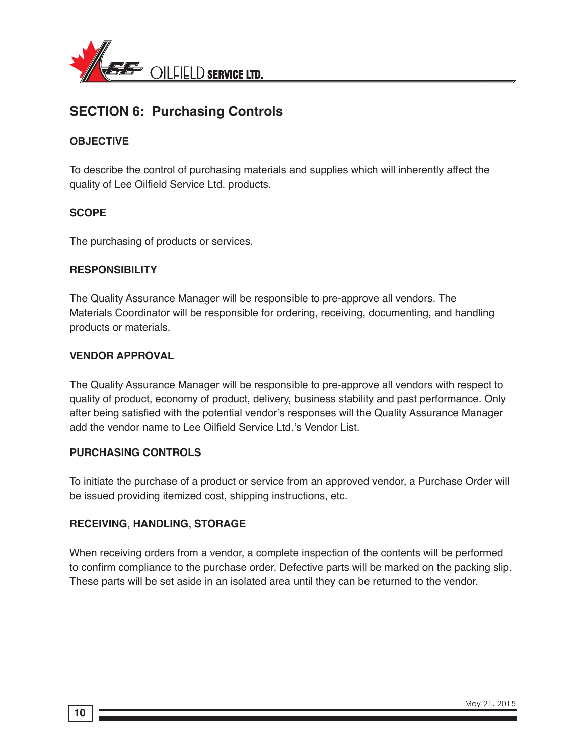## SECTION 6: Purchasing Controls

### OBJECTIVE

To describe the control of purchasing materials and supplies which will inherently affect the quality of Lee Oilfield Service Ltd. products.

### SCOPE

The purchasing of products or services.

### RESPONSIBILITY

The Quality Assurance Manager will be responsible to pre-approve all vendors. The Materials Coordinator will be responsible for ordering, receiving, documenting, and handling products or materials.

### VENDOR APPROVAL

The Quality Assurance Manager will be responsible to pre-approve all vendors with respect to quality of product, economy of product, delivery, business stability and past performance. Only after being satisfied with the potential vendor's responses will the Quality Assurance Manager add the vendor name to Lee Oilfield Service Ltd.'s Vendor List.

### PURCHASING CONTROLS

To initiate the purchase of a product or service from an approved vendor, a Purchase Order will be issued providing itemized cost, shipping instructions, etc.

### RECEIVING, HANDLING, STORAGE

When receiving orders from a vendor, a complete inspection of the contents will be performed to confirm compliance to the purchase order. Defective parts will be marked on the packing slip. These parts will be set aside in an isolated area until they can be returned to the vendor.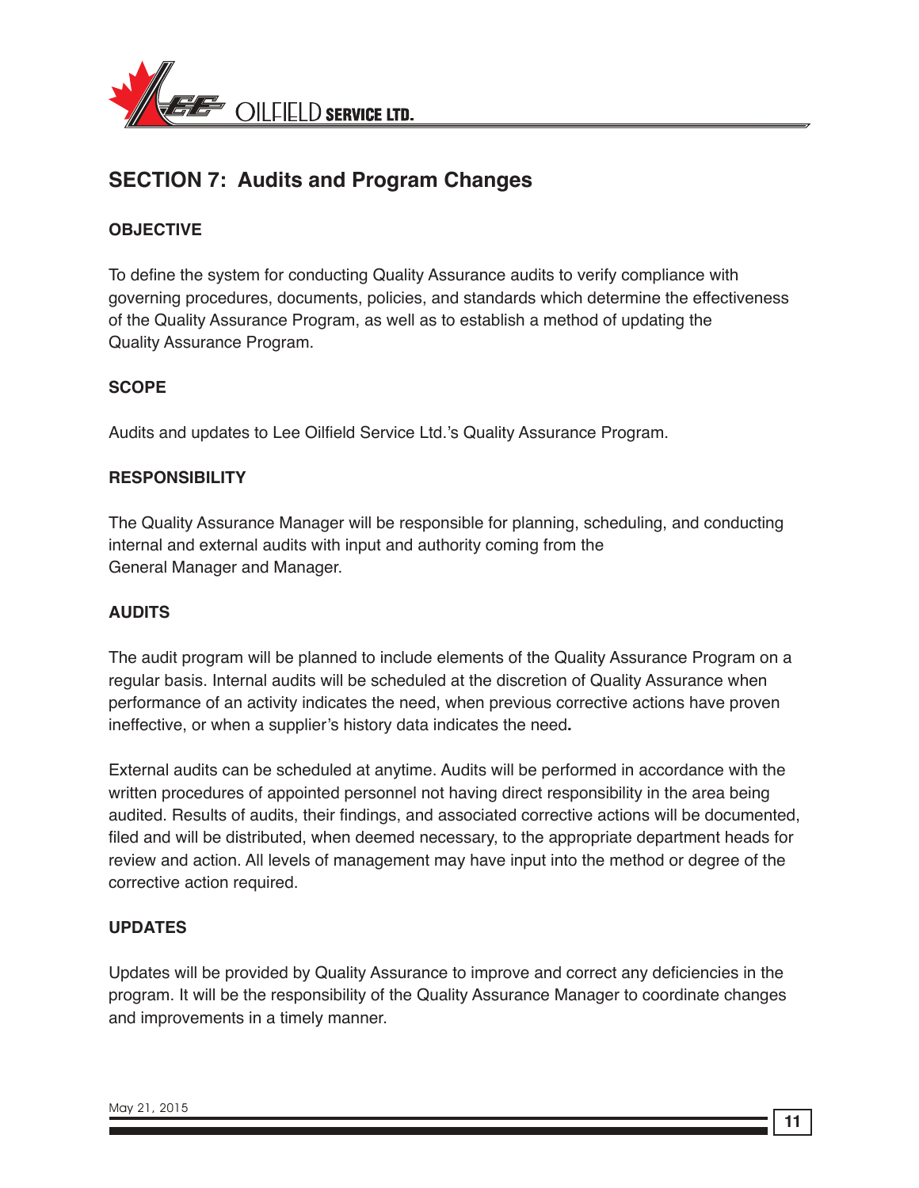## SECTION 7: Audits and Program Changes

### OBJECTIVE

To define the system for conducting Quality Assurance audits to verify compliance with governing procedures, documents, policies, and standards which determine the effectiveness of the Quality Assurance Program, as well as to establish a method of updating the Quality Assurance Program.

### SCOPE

Audits and updates to Lee Oilfield Service Ltd.'s Quality Assurance Program.

### RESPONSIBILITY

The Quality Assurance Manager will be responsible for planning, scheduling, and conducting internal and external audits with input and authority coming from the General Manager and Manager.

### AUDITS

The audit program will be planned to include elements of the Quality Assurance Program on a regular basis. Internal audits will be scheduled at the discretion of Quality Assurance when performance of an activity indicates the need, when previous corrective actions have proven ineffective, or when a supplier's history data indicates the need.

External audits can be scheduled at anytime. Audits will be performed in accordance with the written procedures of appointed personnel not having direct responsibility in the area being audited. Results of audits, their findings, and associated corrective actions will be documented, filed and will be distributed, when deemed necessary, to the appropriate department heads for review and action. All levels of management may have input into the method or degree of the corrective action required.

### UPDATES

Updates will be provided by Quality Assurance to improve and correct any deficiencies in the program. It will be the responsibility of the Quality Assurance Manager to coordinate changes and improvements in a timely manner.

May 21, 2015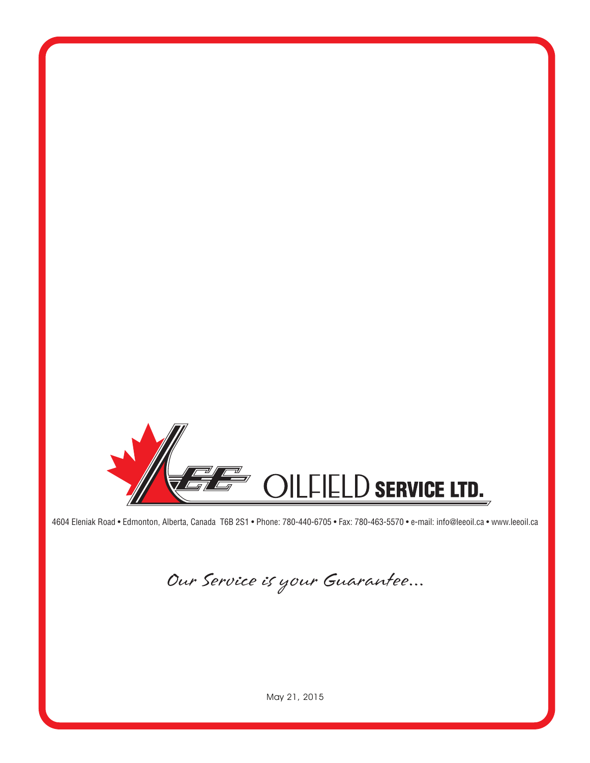LEE OILFIELD SERVICE LTD.

4604 Eleniak Road • Edmonton, Alberta, Canada T6B 2S1 • Phone: 780-440-6705 • Fax: 780-463-5570 • e-mail: info@leeoil.ca • www.leeoil.ca

*Our Service is your Guarantee...*

May 21, 2015